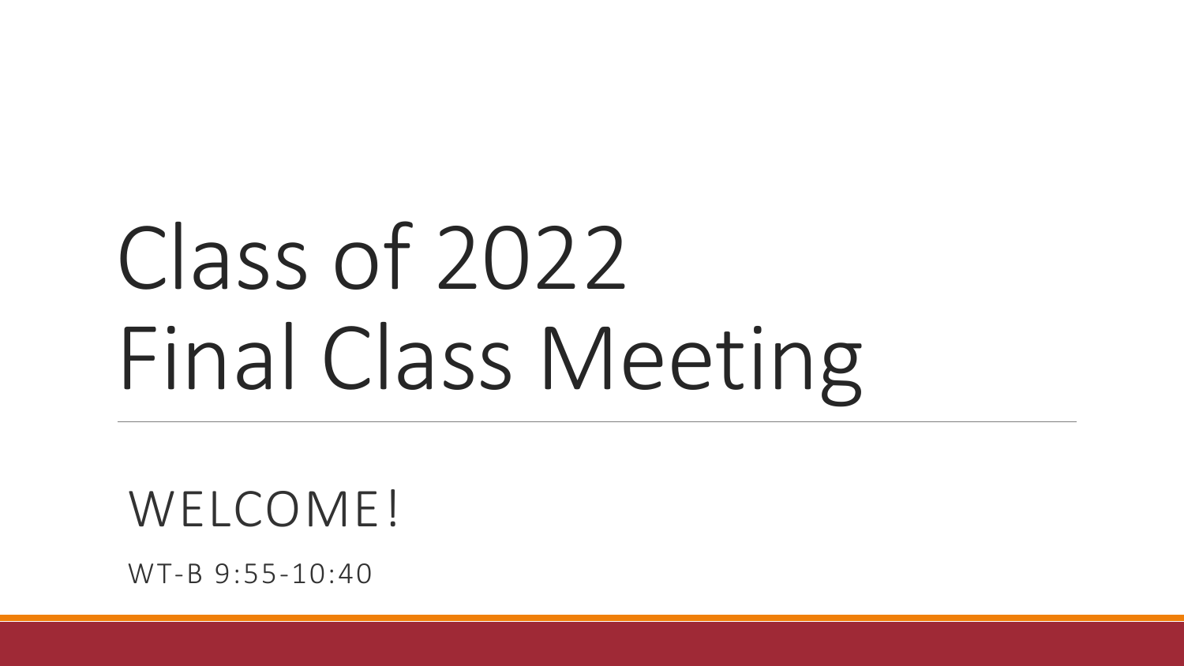# Class of 2022 Final Class Meeting

## WELCOME!

WT-B 9:55-10:40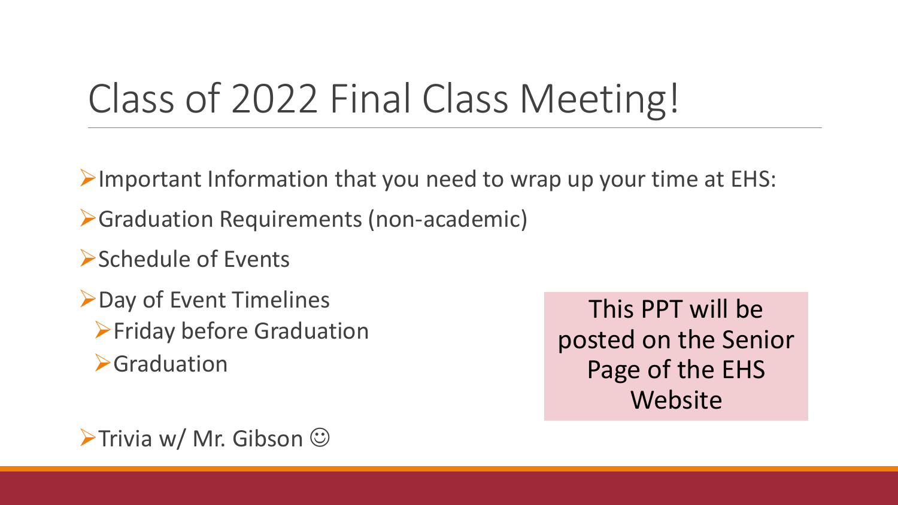# Class of 2022 Final Class Meeting!

- Important Information that you need to wrap up your time at EHS:
- Graduation Requirements (non-academic)
- Schedule of Events
- Day of Event Timelines
  - Friday before Graduation
  - Graduation
- Trivia w/ Mr. Gibson ☺

This PPT will be posted on the Senior Page of the EHS Website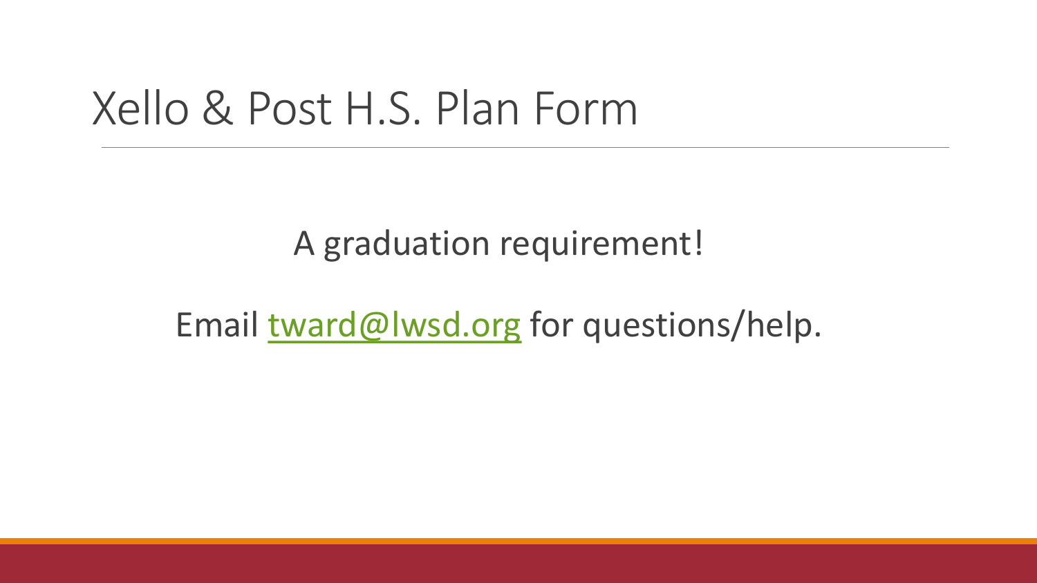# Xello & Post H.S. Plan Form

A graduation requirement!

Email [tward@lwsd.org](mailto:tward@lwsd.org) for questions/help.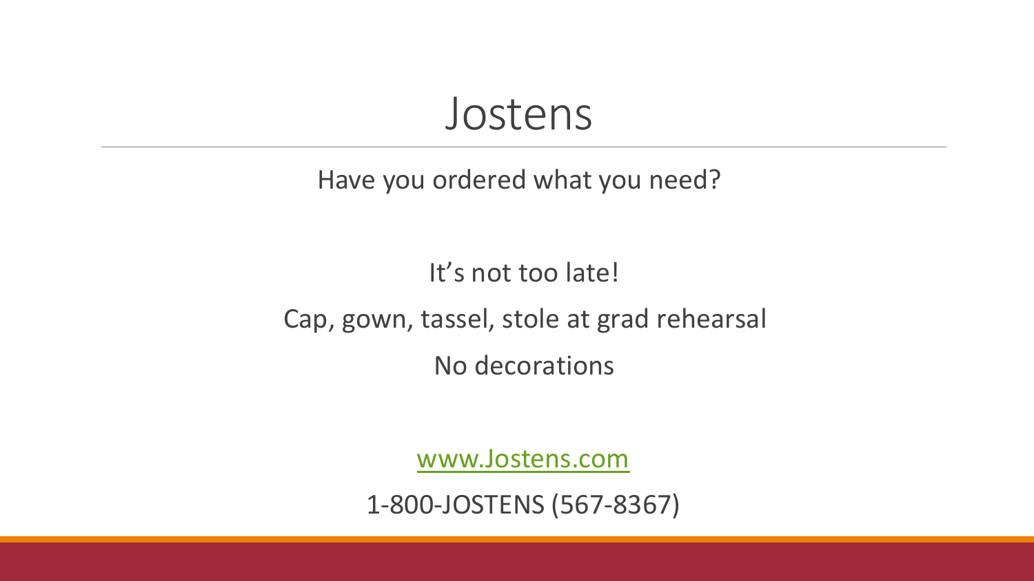# Jostens

Have you ordered what you need?

It’s not too late!

Cap, gown, tassel, stole at grad rehearsal

No decorations

[www.Jostens.com](http://www.Jostens.com)

1-800-JOSTENS (567-8367)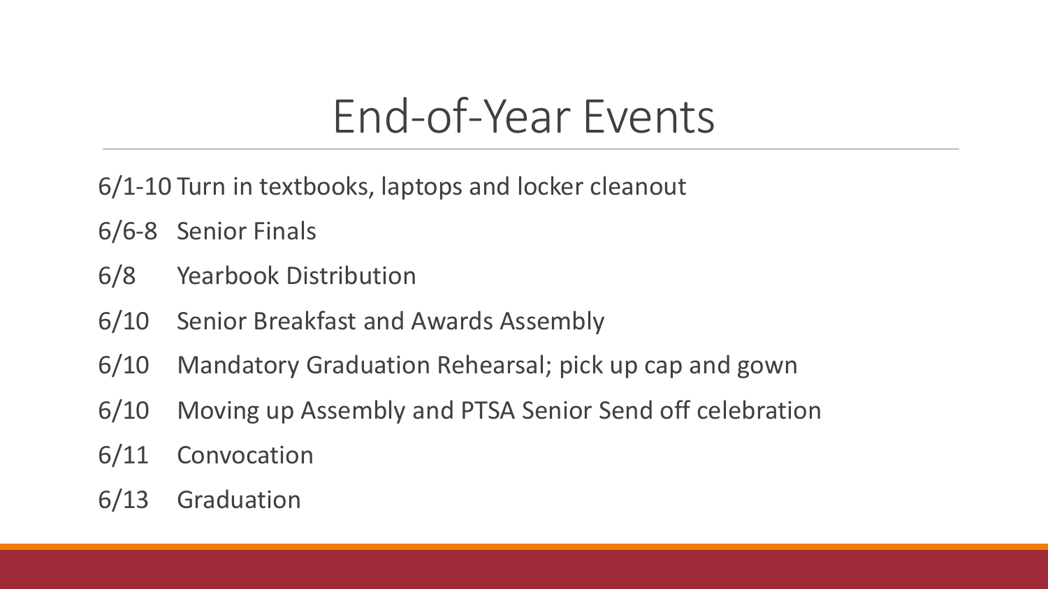# End-of-Year Events

6/1-10 Turn in textbooks, laptops and locker cleanout

6/6-8 Senior Finals

6/8 Yearbook Distribution

6/10 Senior Breakfast and Awards Assembly

6/10 Mandatory Graduation Rehearsal; pick up cap and gown

6/10 Moving up Assembly and PTSA Senior Send off celebration

6/11 Convocation

6/13 Graduation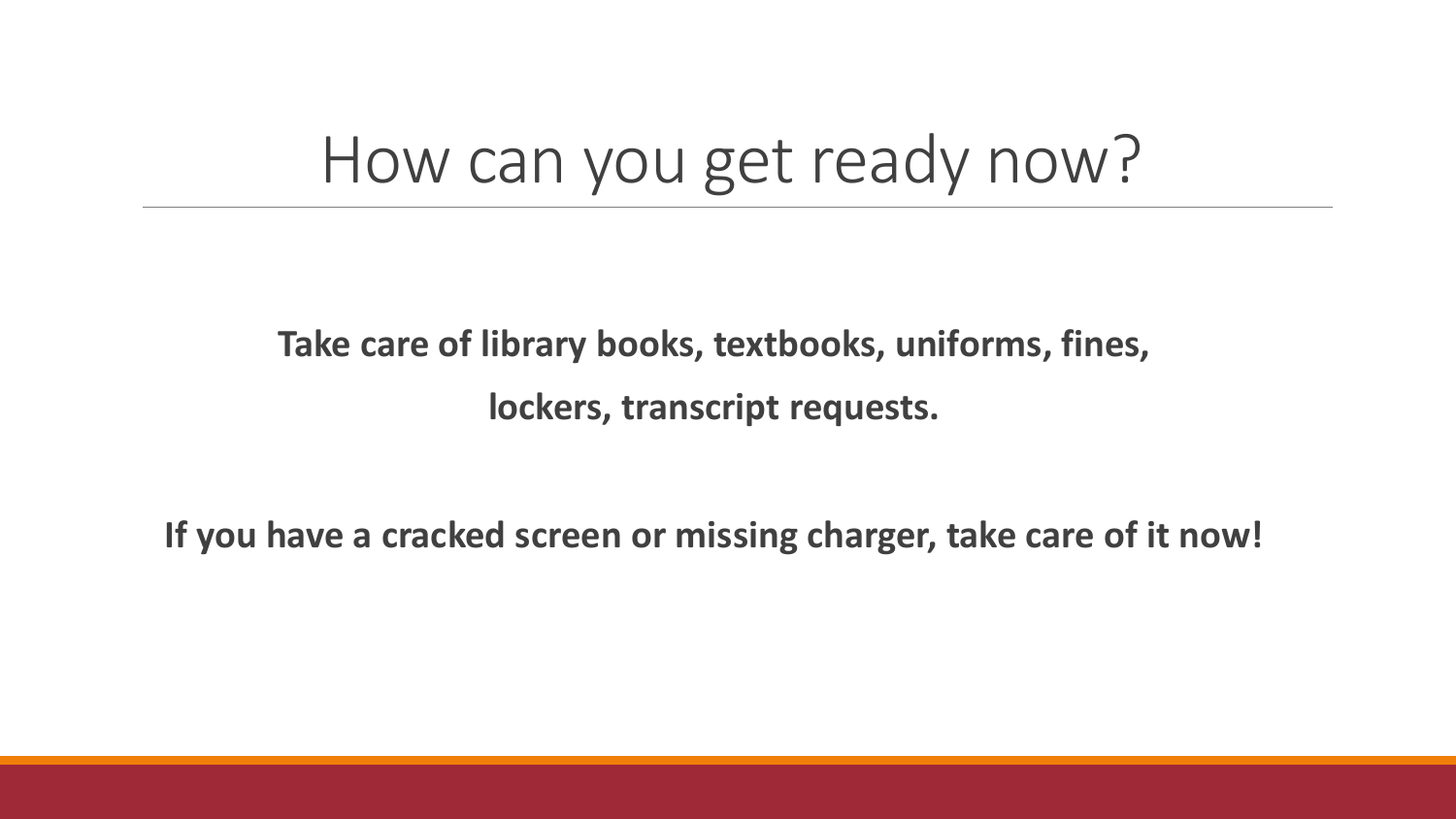# How can you get ready now?

**Take care of library books, textbooks, uniforms, fines, lockers, transcript requests.**

**If you have a cracked screen or missing charger, take care of it now!**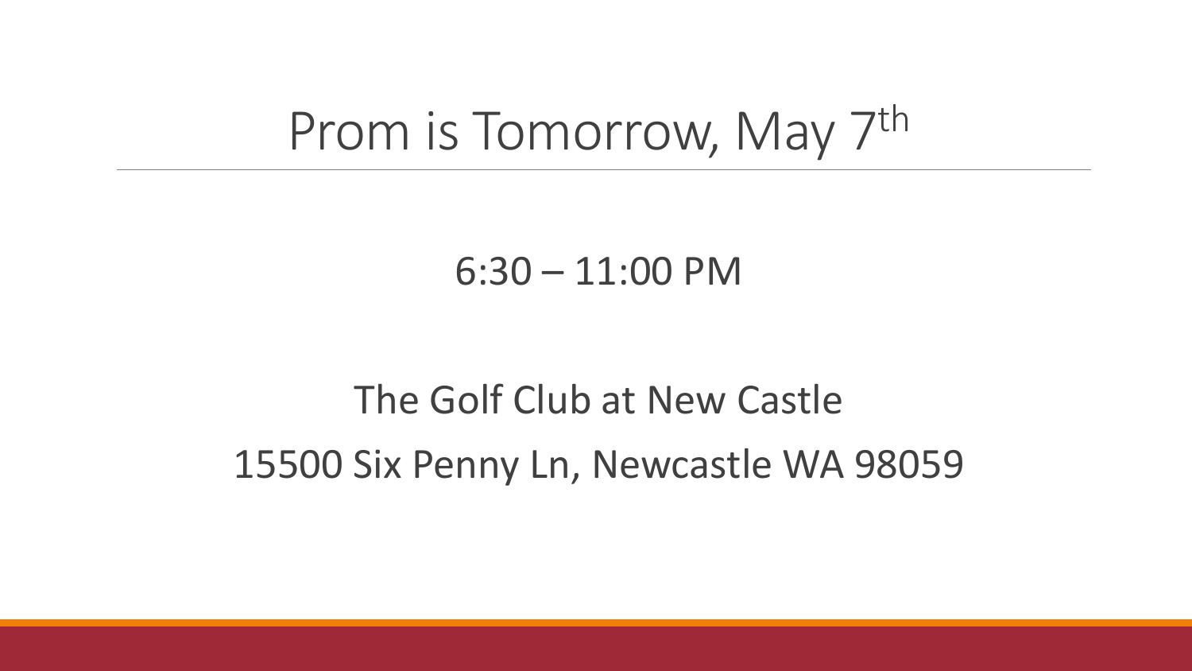# Prom is Tomorrow, May 7th

6:30 – 11:00 PM

The Golf Club at New Castle

15500 Six Penny Ln, Newcastle WA 98059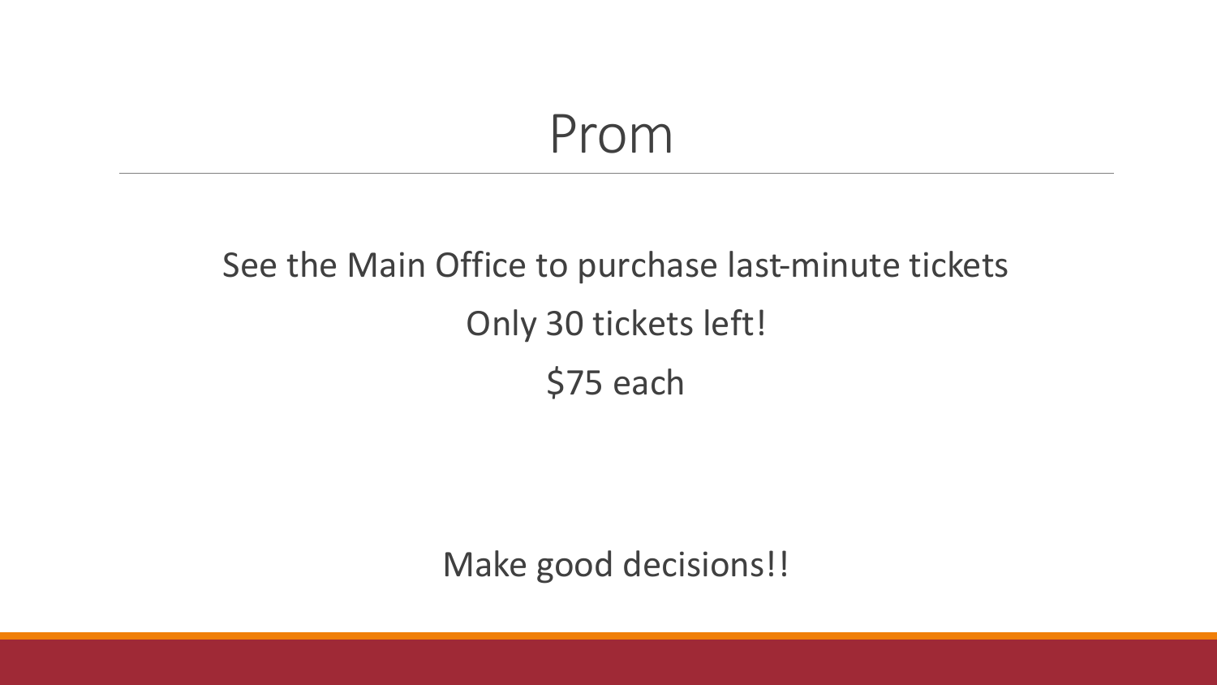# Prom

See the Main Office to purchase last-minute tickets

Only 30 tickets left!

$75 each

Make good decisions!!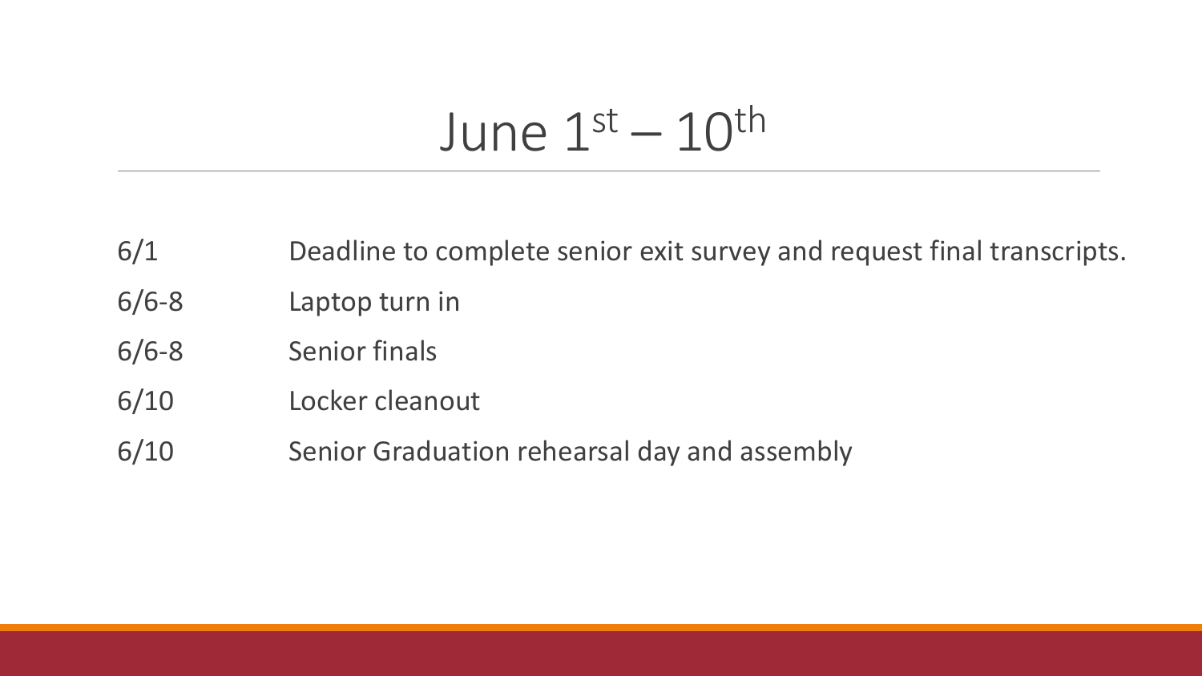# June $1^{st}$ – $10^{th}$

| | |
|---|---|
| 6/1 | Deadline to complete senior exit survey and request final transcripts. |
| 6/6-8 | Laptop turn in |
| 6/6-8 | Senior finals |
| 6/10 | Locker cleanout |
| 6/10 | Senior Graduation rehearsal day and assembly |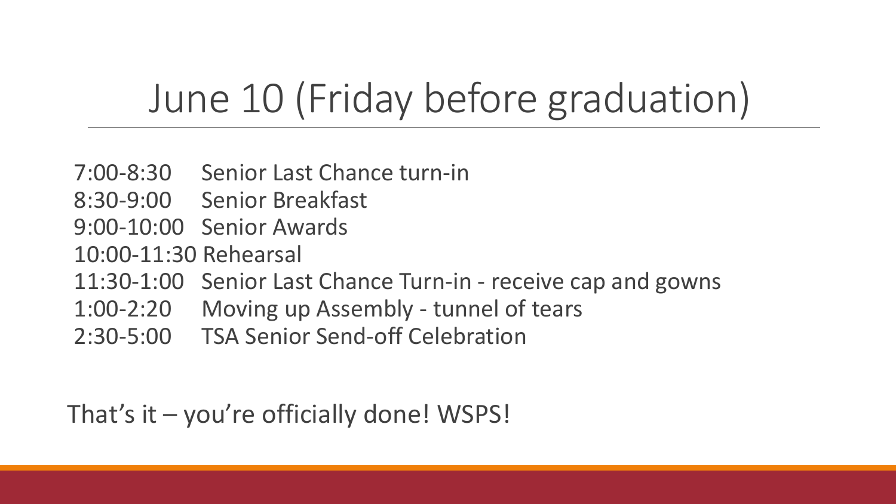# June 10 (Friday before graduation)

- 7:00-8:30 Senior Last Chance turn-in
- 8:30-9:00 Senior Breakfast
- 9:00-10:00 Senior Awards
- 10:00-11:30 Rehearsal
- 11:30-1:00 Senior Last Chance Turn-in - receive cap and gowns
- 1:00-2:20 Moving up Assembly - tunnel of tears
- 2:30-5:00 TSA Senior Send-off Celebration

That's it – you're officially done! WSPS!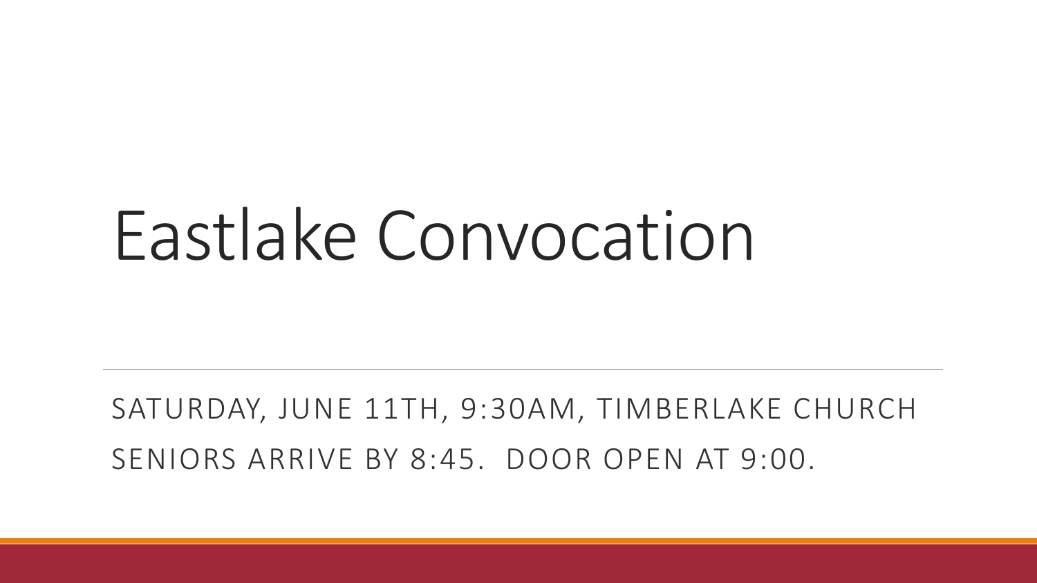# Eastlake Convocation

SATURDAY, JUNE 11TH, 9:30AM, TIMBERLAKE CHURCH

SENIORS ARRIVE BY 8:45. DOOR OPEN AT 9:00.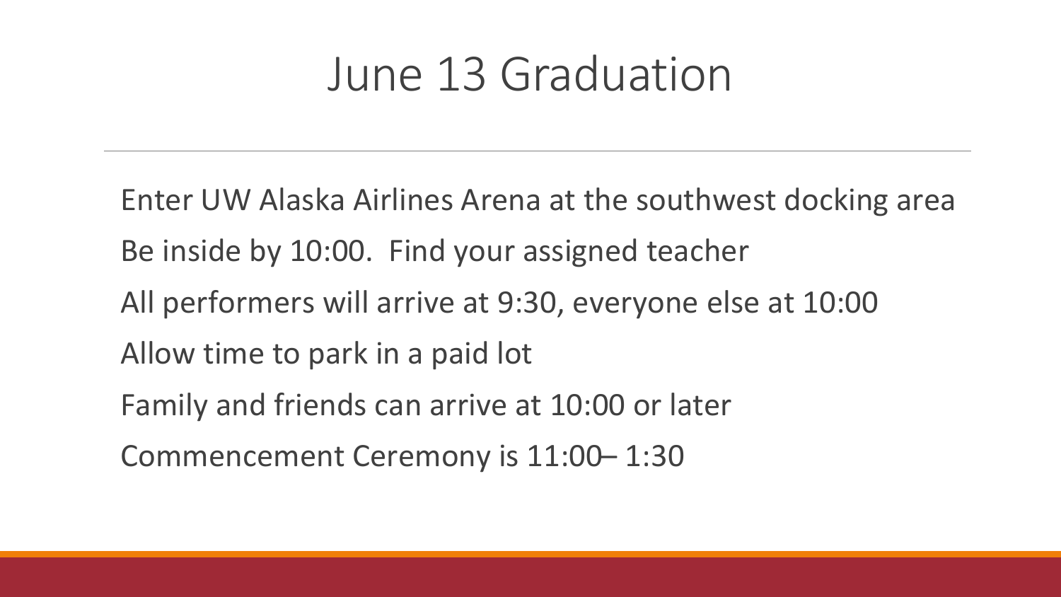# June 13 Graduation

Enter UW Alaska Airlines Arena at the southwest docking area

Be inside by 10:00. Find your assigned teacher

All performers will arrive at 9:30, everyone else at 10:00

Allow time to park in a paid lot

Family and friends can arrive at 10:00 or later

Commencement Ceremony is 11:00– 1:30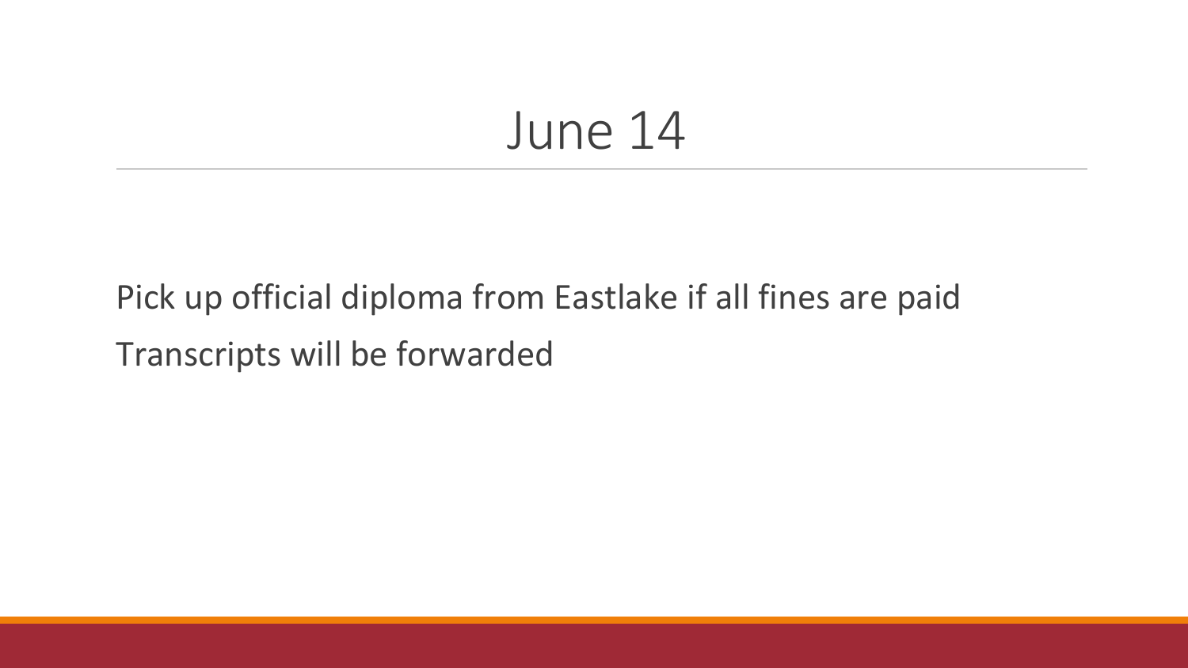# June 14

Pick up official diploma from Eastlake if all fines are paid

Transcripts will be forwarded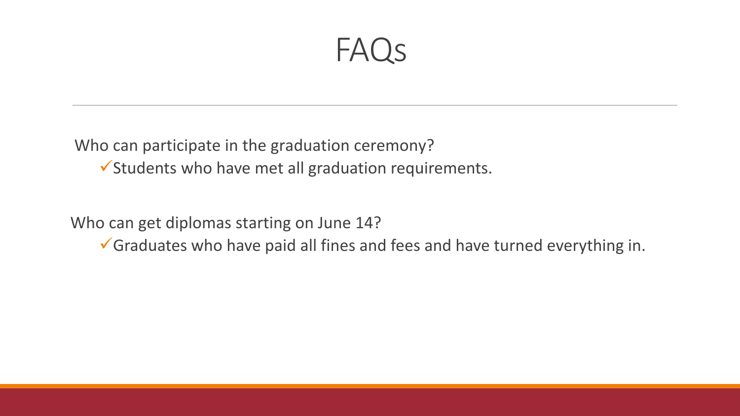# FAQs

Who can participate in the graduation ceremony?

- ✓ Students who have met all graduation requirements.

Who can get diplomas starting on June 14?

- ✓ Graduates who have paid all fines and fees and have turned everything in.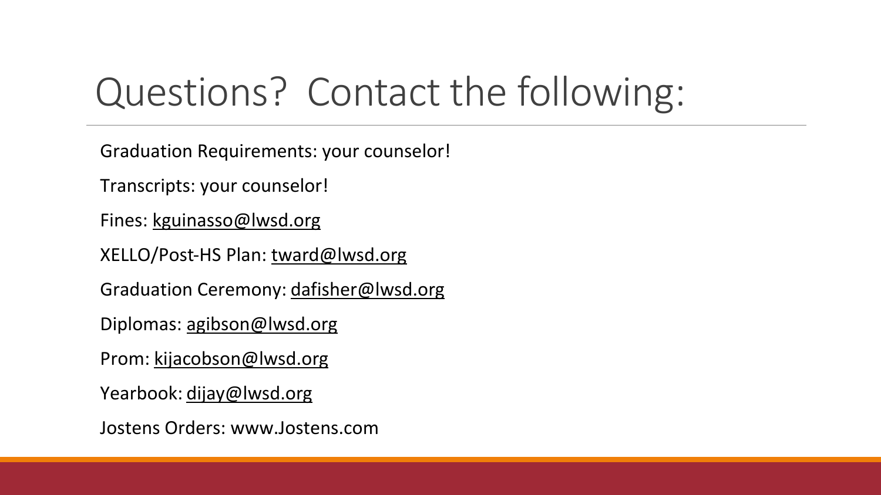# Questions? Contact the following:

Graduation Requirements: your counselor!

Transcripts: your counselor!

Fines: kguinasso@lwsd.org

XELLO/Post-HS Plan: tward@lwsd.org

Graduation Ceremony: dafisher@lwsd.org

Diplomas: agibson@lwsd.org

Prom: kijacobson@lwsd.org

Yearbook: dijay@lwsd.org

Jostens Orders: www.Jostens.com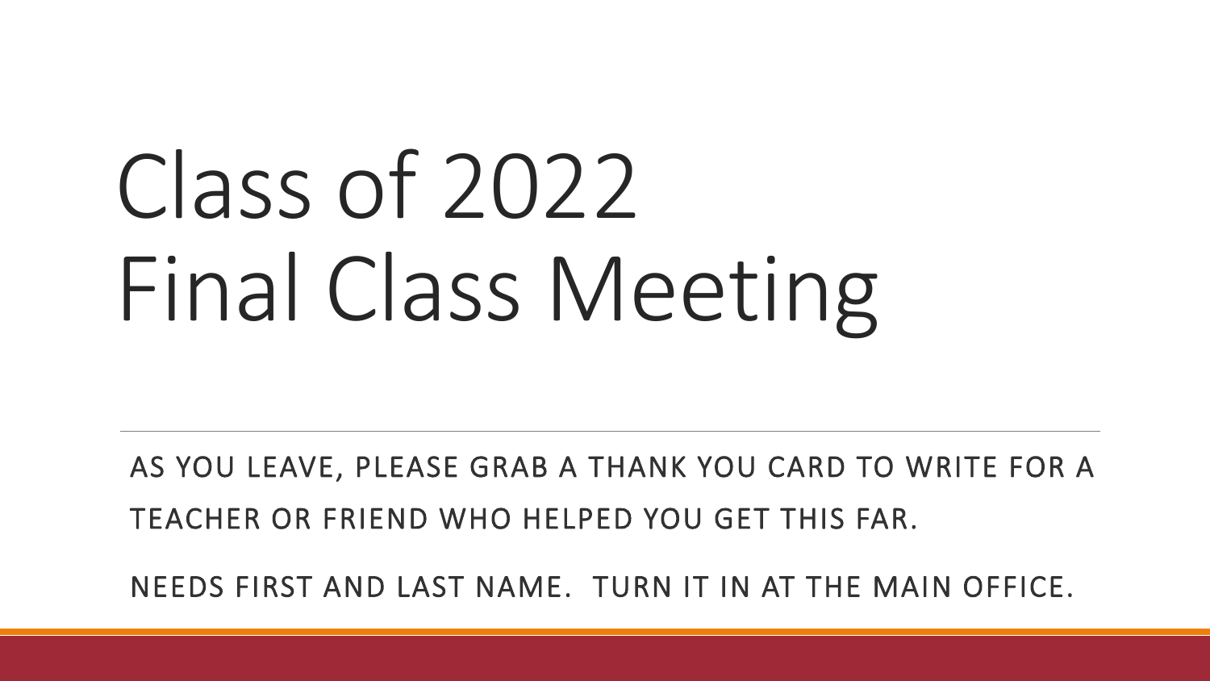# Class of 2022
# Final Class Meeting

AS YOU LEAVE, PLEASE GRAB A THANK YOU CARD TO WRITE FOR A TEACHER OR FRIEND WHO HELPED YOU GET THIS FAR.

NEEDS FIRST AND LAST NAME.  TURN IT IN AT THE MAIN OFFICE.